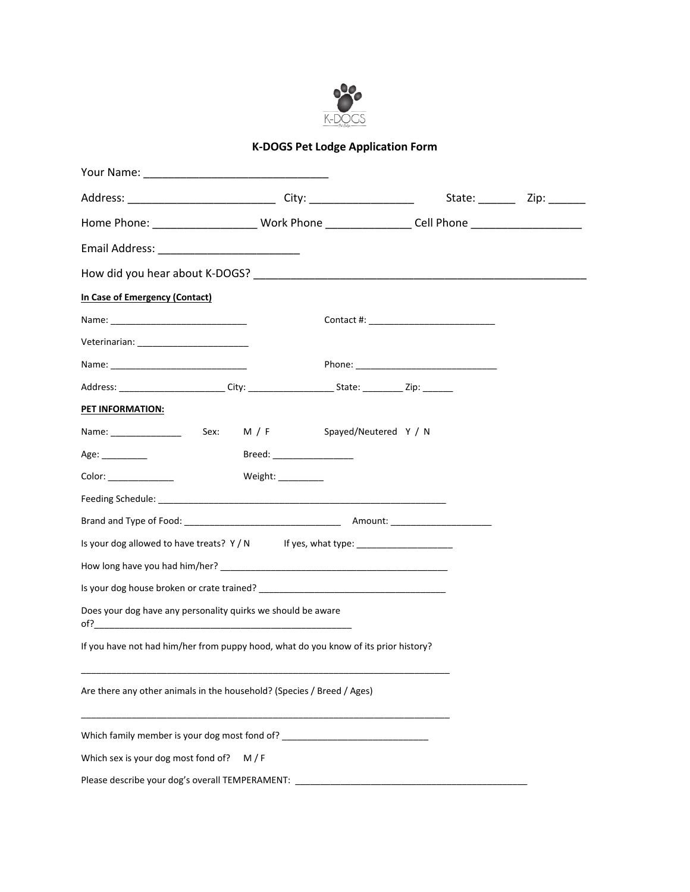# K-DOGS Pet Lodge Application Form

Your Name: ______________________________

Address: ________________________ City: _________________ State: ______ Zip: ______

Home Phone: _________________ Work Phone ______________ Cell Phone __________________

Email Address: _______________________

How did you hear about K-DOGS? _______________________________________________________

**In Case of Emergency (Contact)**

Name: ___________________________ Contact #: _________________________

Veterinarian: ______________________

Name: ___________________________ Phone: ____________________________

Address: _____________________ City: _________________ State: ________ Zip: ______

**PET INFORMATION:**

Name: ______________ Sex: M / F Spayed/Neutered Y / N

Age: _________ Breed: ________________

Color: _____________ Weight: _________

Feeding Schedule: __________________________________________________________

Brand and Type of Food: _______________________________ Amount: ____________________

Is your dog allowed to have treats? Y / N If yes, what type: ___________________

How long have you had him/her? ______________________________________________

Is your dog house broken or crate trained? _____________________________________

Does your dog have any personality quirks we should be aware of?____________________________________________________

If you have not had him/her from puppy hood, what do you know of its prior history?

___________________________________________________________________________

Are there any other animals in the household? (Species / Breed / Ages)

___________________________________________________________________________

Which family member is your dog most fond of? _____________________________

Which sex is your dog most fond of? M / F

Please describe your dog's overall TEMPERAMENT: _______________________________________________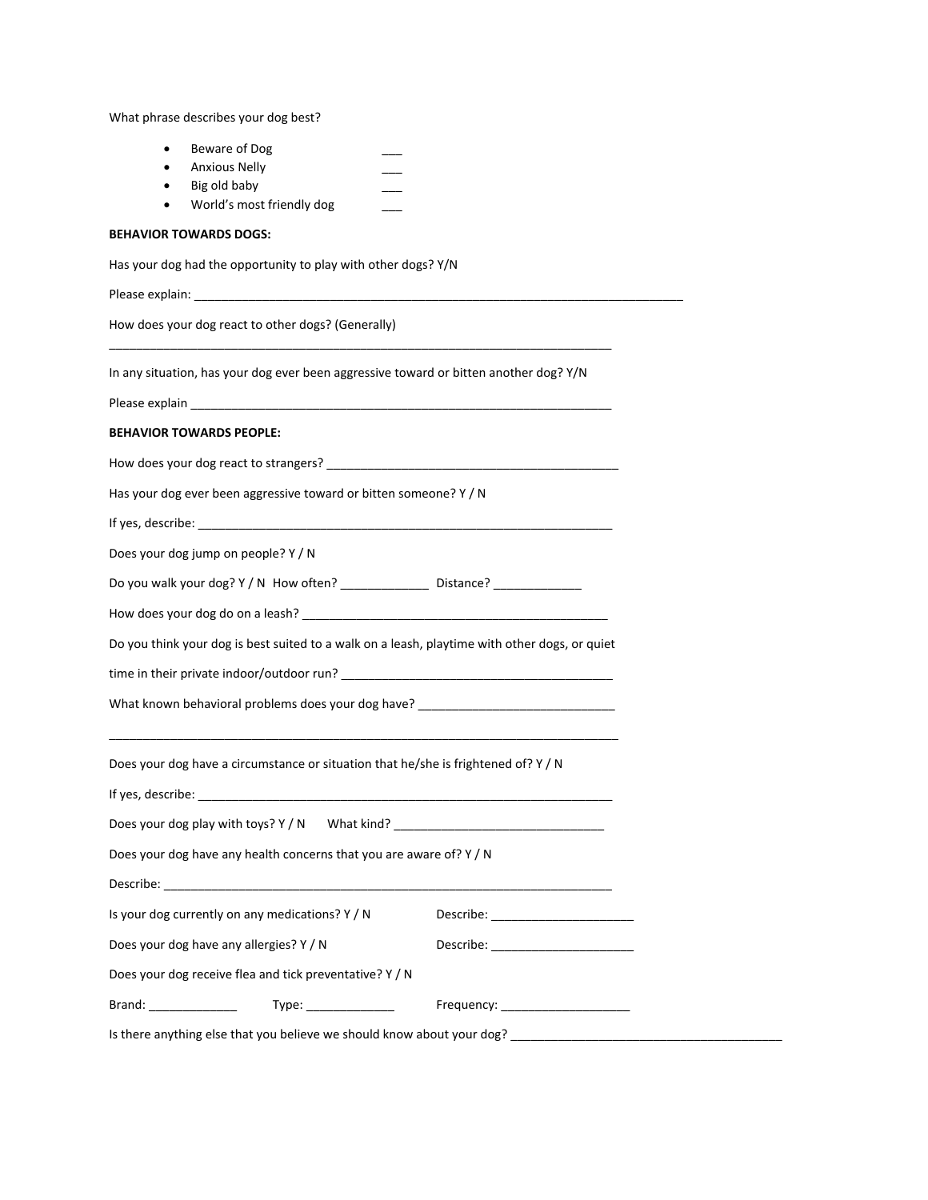What phrase describes your dog best?

- Beware of Dog ___
- Anxious Nelly ___
- Big old baby ___
- World's most friendly dog ___

**BEHAVIOR TOWARDS DOGS:**

Has your dog had the opportunity to play with other dogs? Y/N

Please explain: ___________________________________________________________________________

How does your dog react to other dogs? (Generally)

_____________________________________________________________________________

In any situation, has your dog ever been aggressive toward or bitten another dog? Y/N

Please explain _________________________________________________________________

**BEHAVIOR TOWARDS PEOPLE:**

How does your dog react to strangers? ____________________________________________

Has your dog ever been aggressive toward or bitten someone? Y / N

If yes, describe: _______________________________________________________________

Does your dog jump on people? Y / N

Do you walk your dog? Y / N How often? _____________ Distance? _____________

How does your dog do on a leash? ______________________________________________

Do you think your dog is best suited to a walk on a leash, playtime with other dogs, or quiet time in their private indoor/outdoor run? ________________________________________

What known behavioral problems does your dog have? _____________________________

_____________________________________________________________________________

Does your dog have a circumstance or situation that he/she is frightened of? Y / N

If yes, describe: _______________________________________________________________

Does your dog play with toys? Y / N What kind? _______________________________

Does your dog have any health concerns that you are aware of? Y / N

Describe: _____________________________________________________________________

Is your dog currently on any medications? Y / N Describe: _____________________

Does your dog have any allergies? Y / N Describe: _____________________

Does your dog receive flea and tick preventative? Y / N

Brand: _____________ Type: _____________ Frequency: ___________________

Is there anything else that you believe we should know about your dog? ________________________________________